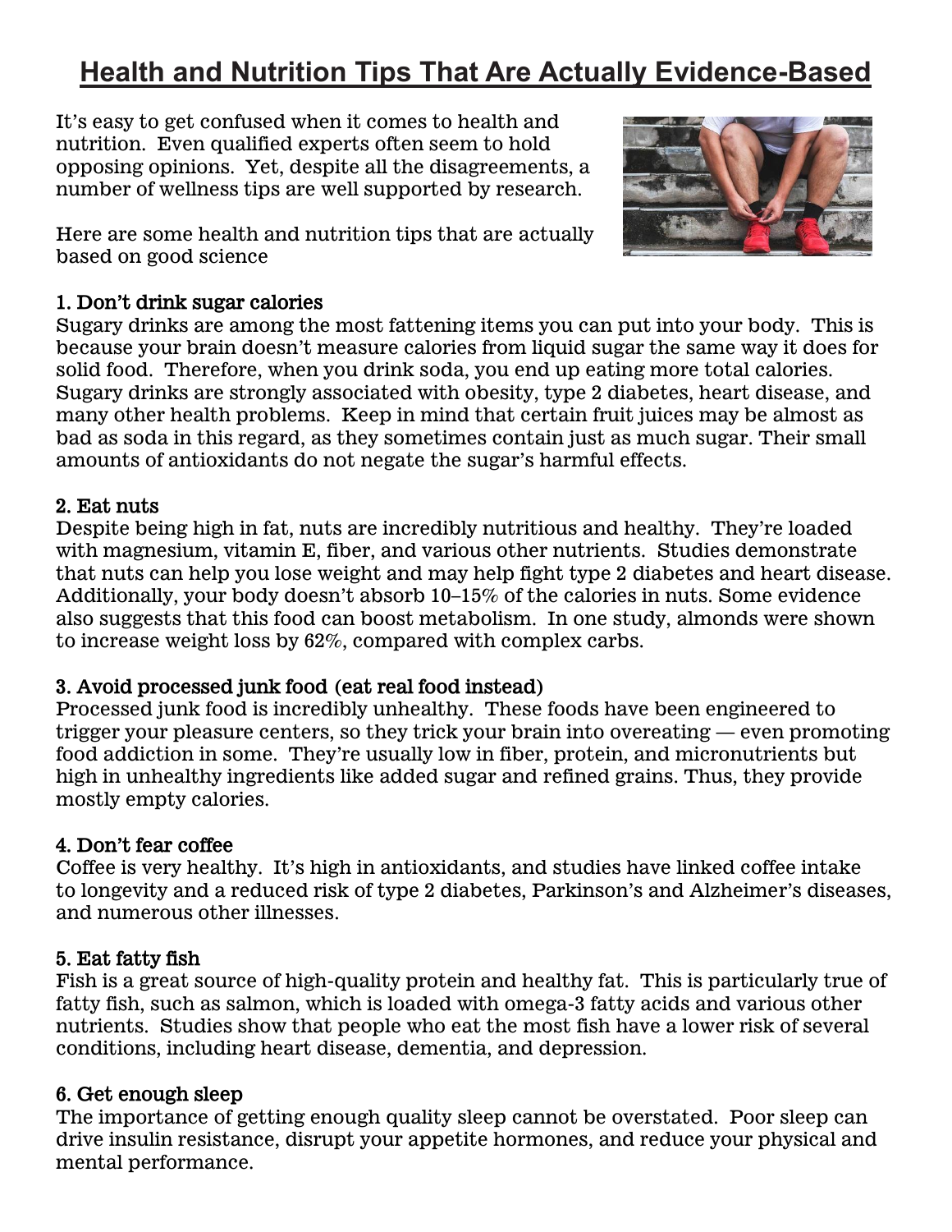# Health and Nutrition Tips That Are Actually Evidence-Based

It's easy to get confused when it comes to health and nutrition. Even qualified experts often seem to hold opposing opinions. Yet, despite all the disagreements, a number of wellness tips are well supported by research.

Here are some health and nutrition tips that are actually based on good science

### 1. Don't drink sugar calories

Sugary drinks are among the most fattening items you can put into your body. This is because your brain doesn't measure calories from liquid sugar the same way it does for solid food. Therefore, when you drink soda, you end up eating more total calories. Sugary drinks are strongly associated with obesity, type 2 diabetes, heart disease, and many other health problems. Keep in mind that certain fruit juices may be almost as bad as soda in this regard, as they sometimes contain just as much sugar. Their small amounts of antioxidants do not negate the sugar's harmful effects.

### 2. Eat nuts

Despite being high in fat, nuts are incredibly nutritious and healthy. They're loaded with magnesium, vitamin E, fiber, and various other nutrients. Studies demonstrate that nuts can help you lose weight and may help fight type 2 diabetes and heart disease. Additionally, your body doesn't absorb 10–15% of the calories in nuts. Some evidence also suggests that this food can boost metabolism. In one study, almonds were shown to increase weight loss by 62%, compared with complex carbs.

### 3. Avoid processed junk food (eat real food instead)

Processed junk food is incredibly unhealthy. These foods have been engineered to trigger your pleasure centers, so they trick your brain into overeating — even promoting food addiction in some. They're usually low in fiber, protein, and micronutrients but high in unhealthy ingredients like added sugar and refined grains. Thus, they provide mostly empty calories.

### 4. Don't fear coffee

Coffee is very healthy. It's high in antioxidants, and studies have linked coffee intake to longevity and a reduced risk of type 2 diabetes, Parkinson's and Alzheimer's diseases, and numerous other illnesses.

### 5. Eat fatty fish

Fish is a great source of high-quality protein and healthy fat. This is particularly true of fatty fish, such as salmon, which is loaded with omega-3 fatty acids and various other nutrients. Studies show that people who eat the most fish have a lower risk of several conditions, including heart disease, dementia, and depression.

### 6. Get enough sleep

The importance of getting enough quality sleep cannot be overstated. Poor sleep can drive insulin resistance, disrupt your appetite hormones, and reduce your physical and mental performance.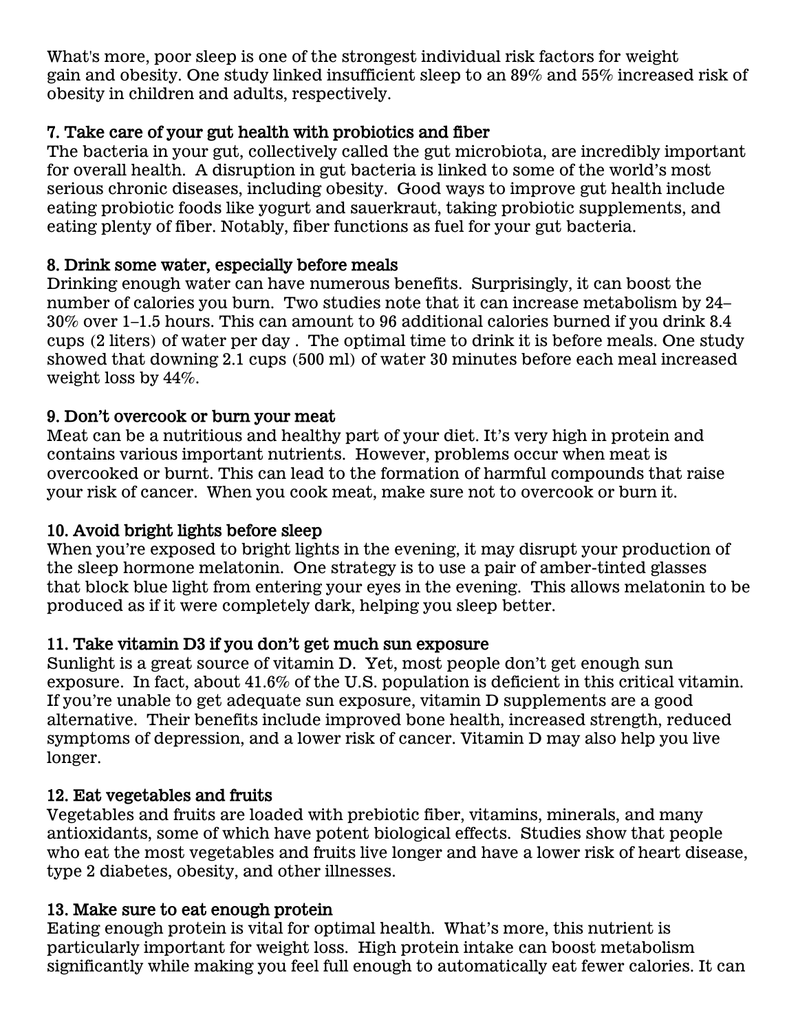What's more, poor sleep is one of the strongest individual risk factors for weight gain and obesity. One study linked insufficient sleep to an 89% and 55% increased risk of obesity in children and adults, respectively.

### 7. Take care of your gut health with probiotics and fiber

The bacteria in your gut, collectively called the gut microbiota, are incredibly important for overall health. A disruption in gut bacteria is linked to some of the world's most serious chronic diseases, including obesity. Good ways to improve gut health include eating probiotic foods like yogurt and sauerkraut, taking probiotic supplements, and eating plenty of fiber. Notably, fiber functions as fuel for your gut bacteria.

### 8. Drink some water, especially before meals

Drinking enough water can have numerous benefits. Surprisingly, it can boost the number of calories you burn. Two studies note that it can increase metabolism by 24–30% over 1–1.5 hours. This can amount to 96 additional calories burned if you drink 8.4 cups (2 liters) of water per day . The optimal time to drink it is before meals. One study showed that downing 2.1 cups (500 ml) of water 30 minutes before each meal increased weight loss by 44%.

### 9. Don't overcook or burn your meat

Meat can be a nutritious and healthy part of your diet. It's very high in protein and contains various important nutrients. However, problems occur when meat is overcooked or burnt. This can lead to the formation of harmful compounds that raise your risk of cancer. When you cook meat, make sure not to overcook or burn it.

### 10. Avoid bright lights before sleep

When you're exposed to bright lights in the evening, it may disrupt your production of the sleep hormone melatonin. One strategy is to use a pair of amber-tinted glasses that block blue light from entering your eyes in the evening. This allows melatonin to be produced as if it were completely dark, helping you sleep better.

### 11. Take vitamin D3 if you don't get much sun exposure

Sunlight is a great source of vitamin D. Yet, most people don't get enough sun exposure. In fact, about 41.6% of the U.S. population is deficient in this critical vitamin. If you're unable to get adequate sun exposure, vitamin D supplements are a good alternative. Their benefits include improved bone health, increased strength, reduced symptoms of depression, and a lower risk of cancer. Vitamin D may also help you live longer.

### 12. Eat vegetables and fruits

Vegetables and fruits are loaded with prebiotic fiber, vitamins, minerals, and many antioxidants, some of which have potent biological effects. Studies show that people who eat the most vegetables and fruits live longer and have a lower risk of heart disease, type 2 diabetes, obesity, and other illnesses.

### 13. Make sure to eat enough protein

Eating enough protein is vital for optimal health. What's more, this nutrient is particularly important for weight loss. High protein intake can boost metabolism significantly while making you feel full enough to automatically eat fewer calories. It can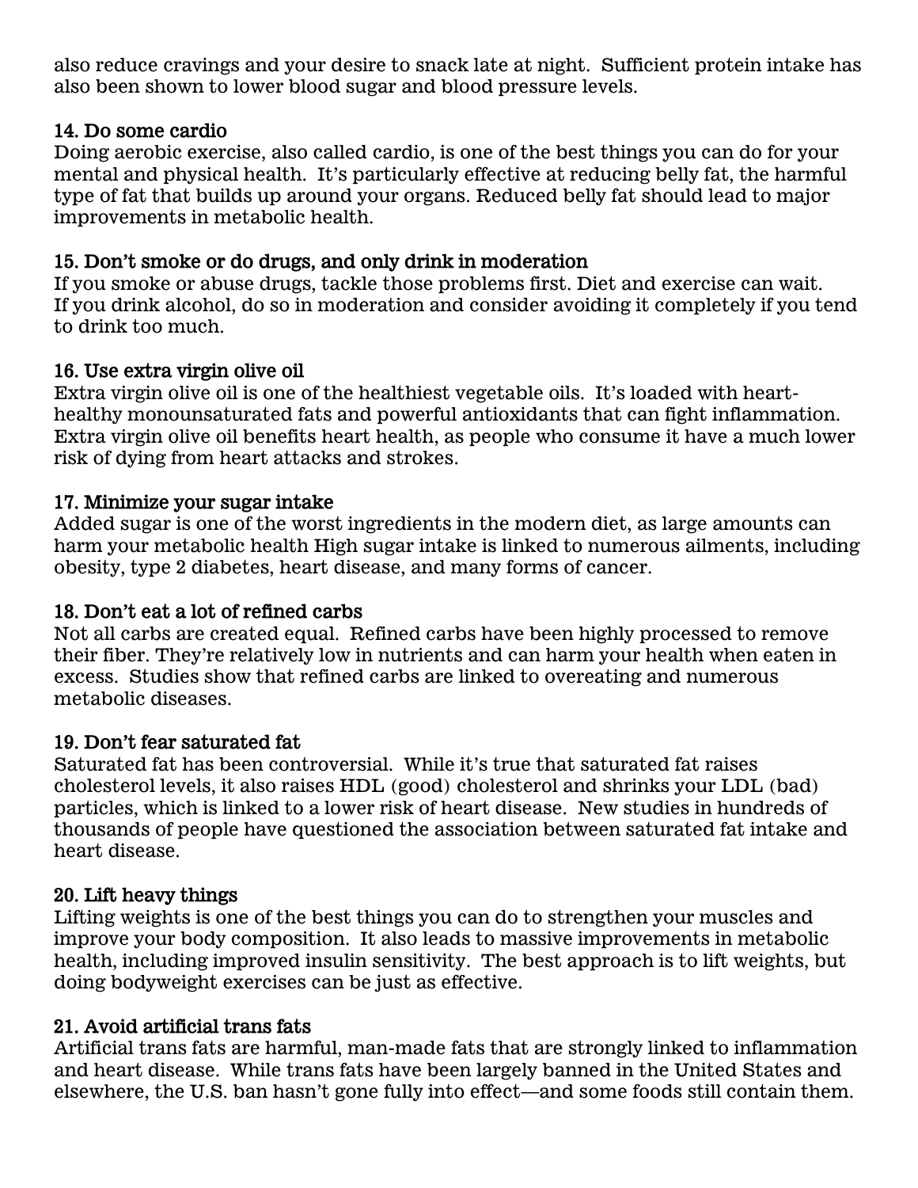also reduce cravings and your desire to snack late at night. Sufficient protein intake has also been shown to lower blood sugar and blood pressure levels.

### 14. Do some cardio

Doing aerobic exercise, also called cardio, is one of the best things you can do for your mental and physical health. It's particularly effective at reducing belly fat, the harmful type of fat that builds up around your organs. Reduced belly fat should lead to major improvements in metabolic health.

### 15. Don't smoke or do drugs, and only drink in moderation

If you smoke or abuse drugs, tackle those problems first. Diet and exercise can wait. If you drink alcohol, do so in moderation and consider avoiding it completely if you tend to drink too much.

### 16. Use extra virgin olive oil

Extra virgin olive oil is one of the healthiest vegetable oils. It's loaded with heart-healthy monounsaturated fats and powerful antioxidants that can fight inflammation. Extra virgin olive oil benefits heart health, as people who consume it have a much lower risk of dying from heart attacks and strokes.

### 17. Minimize your sugar intake

Added sugar is one of the worst ingredients in the modern diet, as large amounts can harm your metabolic health High sugar intake is linked to numerous ailments, including obesity, type 2 diabetes, heart disease, and many forms of cancer.

### 18. Don't eat a lot of refined carbs

Not all carbs are created equal. Refined carbs have been highly processed to remove their fiber. They're relatively low in nutrients and can harm your health when eaten in excess. Studies show that refined carbs are linked to overeating and numerous metabolic diseases.

### 19. Don't fear saturated fat

Saturated fat has been controversial. While it's true that saturated fat raises cholesterol levels, it also raises HDL (good) cholesterol and shrinks your LDL (bad) particles, which is linked to a lower risk of heart disease. New studies in hundreds of thousands of people have questioned the association between saturated fat intake and heart disease.

### 20. Lift heavy things

Lifting weights is one of the best things you can do to strengthen your muscles and improve your body composition. It also leads to massive improvements in metabolic health, including improved insulin sensitivity. The best approach is to lift weights, but doing bodyweight exercises can be just as effective.

### 21. Avoid artificial trans fats

Artificial trans fats are harmful, man-made fats that are strongly linked to inflammation and heart disease. While trans fats have been largely banned in the United States and elsewhere, the U.S. ban hasn't gone fully into effect—and some foods still contain them.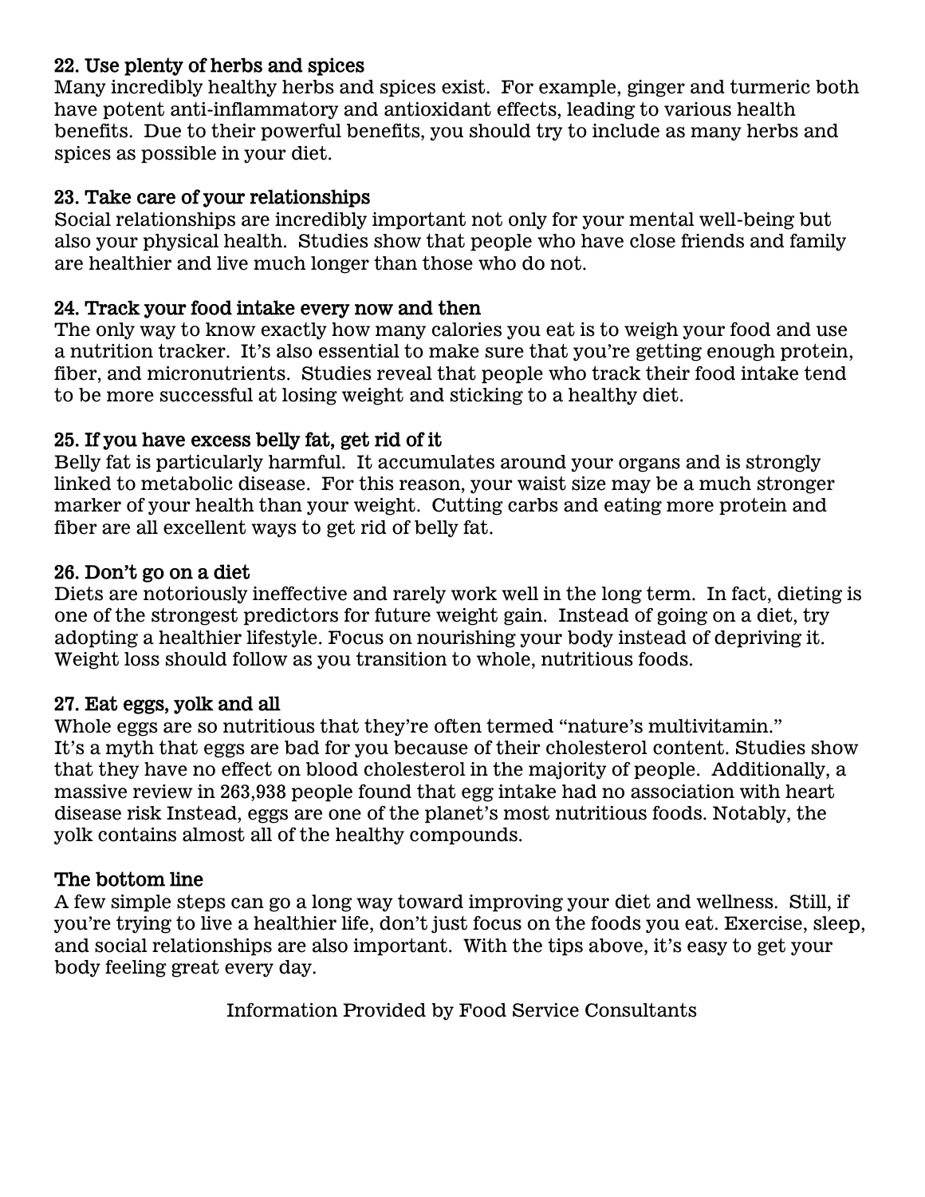### 22. Use plenty of herbs and spices

Many incredibly healthy herbs and spices exist. For example, ginger and turmeric both have potent anti-inflammatory and antioxidant effects, leading to various health benefits. Due to their powerful benefits, you should try to include as many herbs and spices as possible in your diet.

### 23. Take care of your relationships

Social relationships are incredibly important not only for your mental well-being but also your physical health. Studies show that people who have close friends and family are healthier and live much longer than those who do not.

### 24. Track your food intake every now and then

The only way to know exactly how many calories you eat is to weigh your food and use a nutrition tracker. It's also essential to make sure that you're getting enough protein, fiber, and micronutrients. Studies reveal that people who track their food intake tend to be more successful at losing weight and sticking to a healthy diet.

### 25. If you have excess belly fat, get rid of it

Belly fat is particularly harmful. It accumulates around your organs and is strongly linked to metabolic disease. For this reason, your waist size may be a much stronger marker of your health than your weight. Cutting carbs and eating more protein and fiber are all excellent ways to get rid of belly fat.

### 26. Don't go on a diet

Diets are notoriously ineffective and rarely work well in the long term. In fact, dieting is one of the strongest predictors for future weight gain. Instead of going on a diet, try adopting a healthier lifestyle. Focus on nourishing your body instead of depriving it. Weight loss should follow as you transition to whole, nutritious foods.

### 27. Eat eggs, yolk and all

Whole eggs are so nutritious that they're often termed "nature's multivitamin." It's a myth that eggs are bad for you because of their cholesterol content. Studies show that they have no effect on blood cholesterol in the majority of people. Additionally, a massive review in 263,938 people found that egg intake had no association with heart disease risk Instead, eggs are one of the planet's most nutritious foods. Notably, the yolk contains almost all of the healthy compounds.

### The bottom line

A few simple steps can go a long way toward improving your diet and wellness. Still, if you're trying to live a healthier life, don't just focus on the foods you eat. Exercise, sleep, and social relationships are also important. With the tips above, it's easy to get your body feeling great every day.

Information Provided by Food Service Consultants